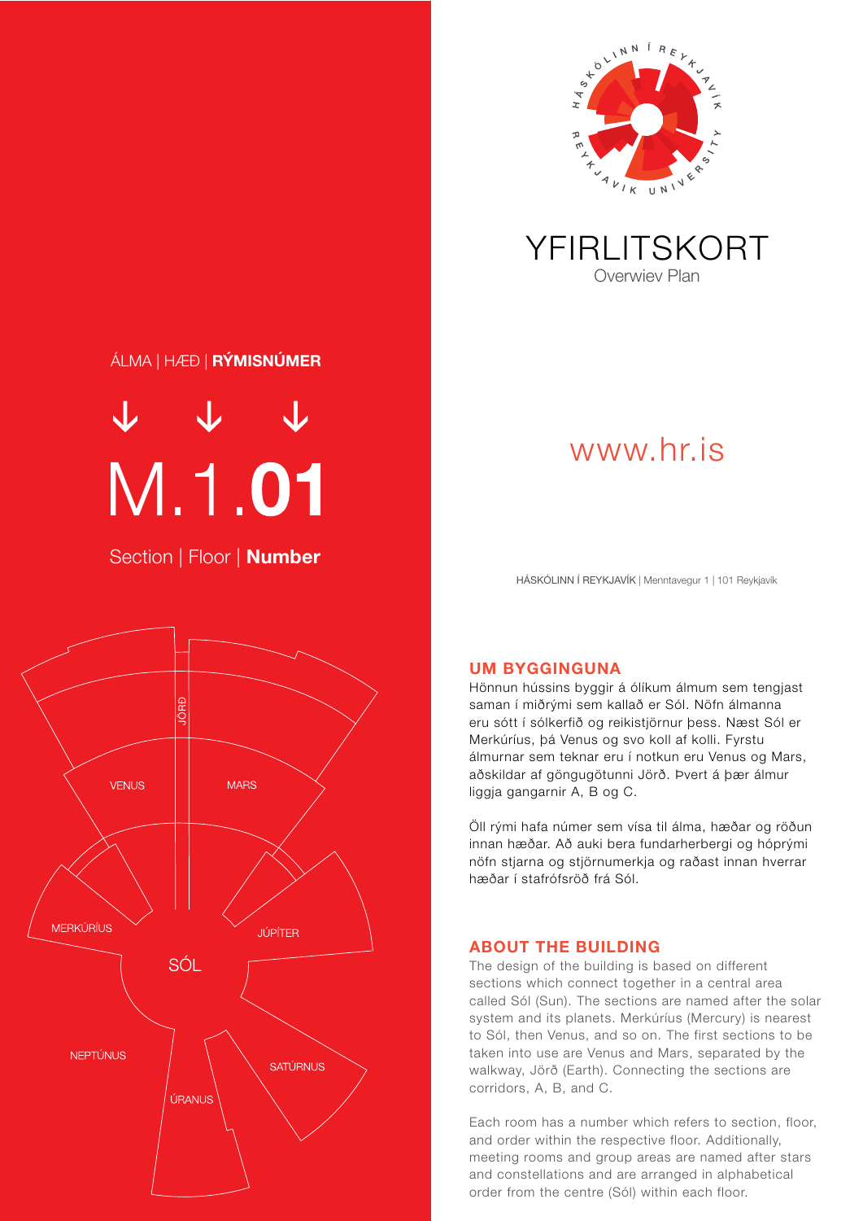# YFIRLITSKORT

Overwiev Plan

ÁLMA | HÆÐ | **RÝMISNÚMER**

↓ ↓ ↓

M.1.**01**

Section | Floor | **Number**

www.hr.is

HÁSKÓLINN Í REYKJAVÍK | Menntavegur 1 | 101 Reykjavík

JÖRÐ

VENUS

MARS

MERKÚRÍUS

JÚPÍTER

SÓL

NEPTÚNUS

SATÚRNUS

ÚRANUS

## UM BYGGINGUNA

Hönnun hússins byggir á ólíkum álmum sem tengjast saman í miðrými sem kallað er Sól. Nöfn álmanna eru sótt í sólkerfið og reikistjörnur þess. Næst Sól er Merkúríus, þá Venus og svo koll af kolli. Fyrstu álmurnar sem teknar eru í notkun eru Venus og Mars, aðskildar af göngugötunni Jörð. Þvert á þær álmur liggja gangarnir A, B og C.

Öll rými hafa númer sem vísa til álma, hæðar og röðun innan hæðar. Að auki bera fundarherbergi og hóprými nöfn stjarna og stjörnumerkja og raðast innan hverrar hæðar í stafrófsröð frá Sól.

## ABOUT THE BUILDING

The design of the building is based on different sections which connect together in a central area called Sól (Sun). The sections are named after the solar system and its planets. Merkúríus (Mercury) is nearest to Sól, then Venus, and so on. The first sections to be taken into use are Venus and Mars, separated by the walkway, Jörð (Earth). Connecting the sections are corridors, A, B, and C.

Each room has a number which refers to section, floor, and order within the respective floor. Additionally, meeting rooms and group areas are named after stars and constellations and are arranged in alphabetical order from the centre (Sól) within each floor.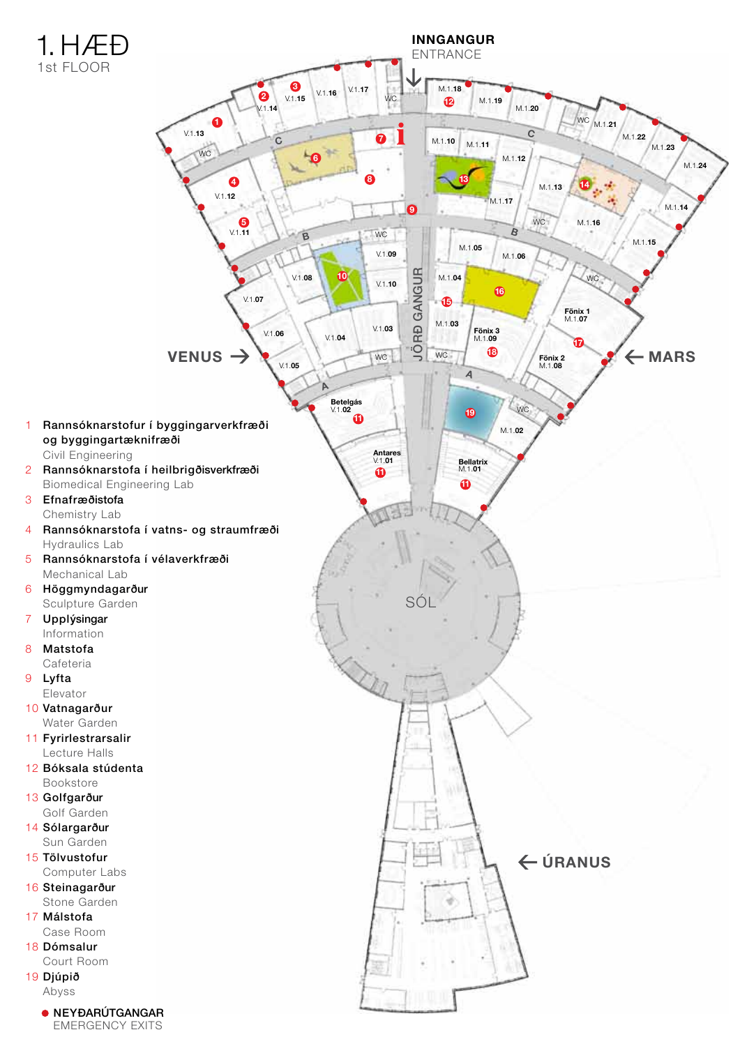# 1. HÆÐ

1st FLOOR

**INNGANGUR**
ENTRANCE

VENUS → | ← MARS | ← ÚRANUS | JÖRÐ GANGUR | SÓL

1. **Rannsóknarstofur í byggingarverkfræði og byggingartæknifræði**
   Civil Engineering
2. **Rannsóknarstofa í heilbrigðisverkfræði**
   Biomedical Engineering Lab
3. **Efnafræðistofa**
   Chemistry Lab
4. **Rannsóknarstofa í vatns- og straumfræði**
   Hydraulics Lab
5. **Rannsóknarstofa í vélaverkfræði**
   Mechanical Lab
6. **Höggmyndagarður**
   Sculpture Garden
7. **Upplýsingar**
   Information
8. **Matstofa**
   Cafeteria
9. **Lyfta**
   Elevator
10. **Vatnagarður**
    Water Garden
11. **Fyrirlestrarsalir**
    Lecture Halls
12. **Bóksala stúdenta**
    Bookstore
13. **Golfgarður**
    Golf Garden
14. **Sólargarður**
    Sun Garden
15. **Tölvustofur**
    Computer Labs
16. **Steinagarður**
    Stone Garden
17. **Málstofa**
    Case Room
18. **Dómsalur**
    Court Room
19. **Djúpið**
    Abyss

● **NEYÐARÚTGANGAR**
EMERGENCY EXITS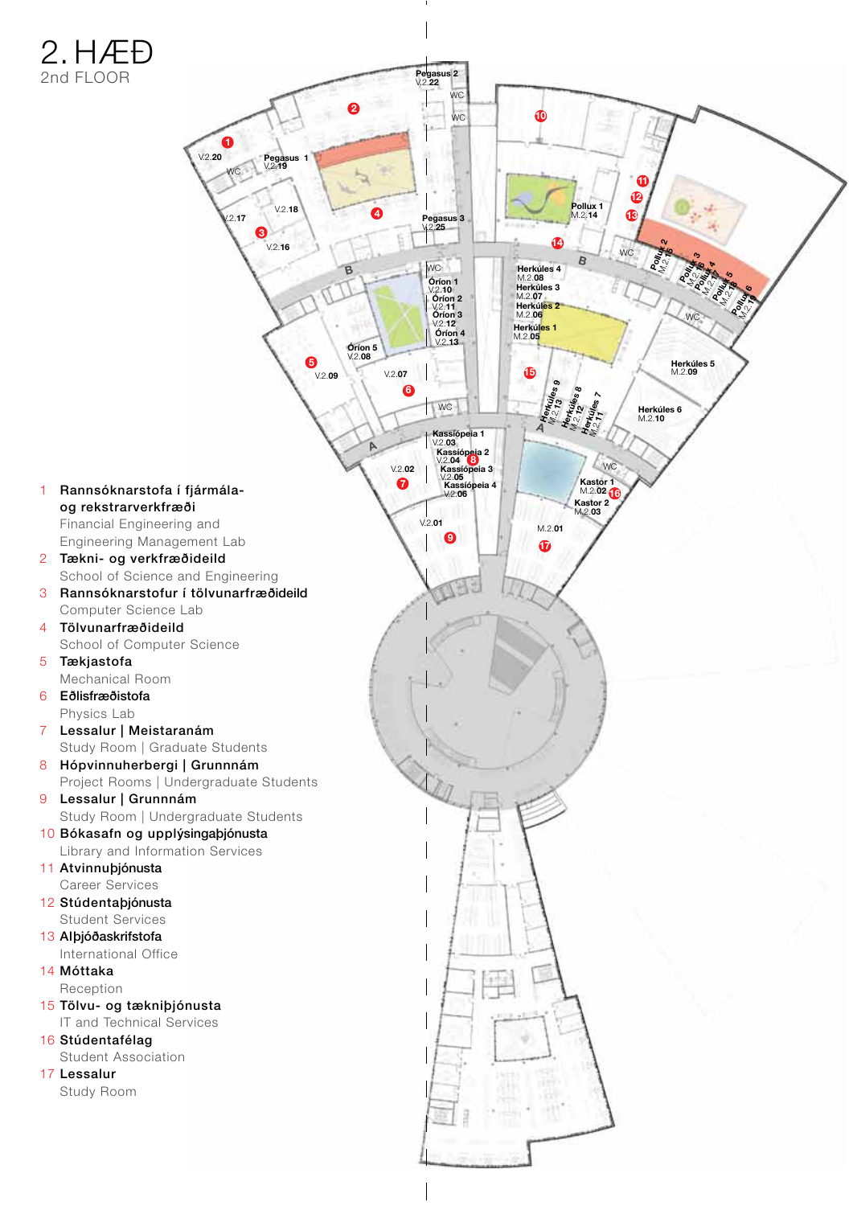# 2. HÆÐ

2nd FLOOR

1 **Rannsóknarstofa í fjármála- og rekstrarverkfræði**
Financial Engineering and Engineering Management Lab

2 **Tækni- og verkfræðideild**
School of Science and Engineering

3 **Rannsóknarstofur í tölvunarfræðideild**
Computer Science Lab

4 **Tölvunarfræðideild**
School of Computer Science

5 **Tækjastofa**
Mechanical Room

6 **Eðlisfræðistofa**
Physics Lab

7 **Lessalur | Meistaranám**
Study Room | Graduate Students

8 **Hópvinnuherbergi | Grunnnám**
Project Rooms | Undergraduate Students

9 **Lessalur | Grunnnám**
Study Room | Undergraduate Students

10 **Bókasafn og upplýsingaþjónusta**
Library and Information Services

11 **Atvinnuþjónusta**
Career Services

12 **Stúdentaþjónusta**
Student Services

13 **Alþjóðaskrifstofa**
International Office

14 **Móttaka**
Reception

15 **Tölvu- og tækniþjónusta**
IT and Technical Services

16 **Stúdentafélag**
Student Association

17 **Lessalur**
Study Room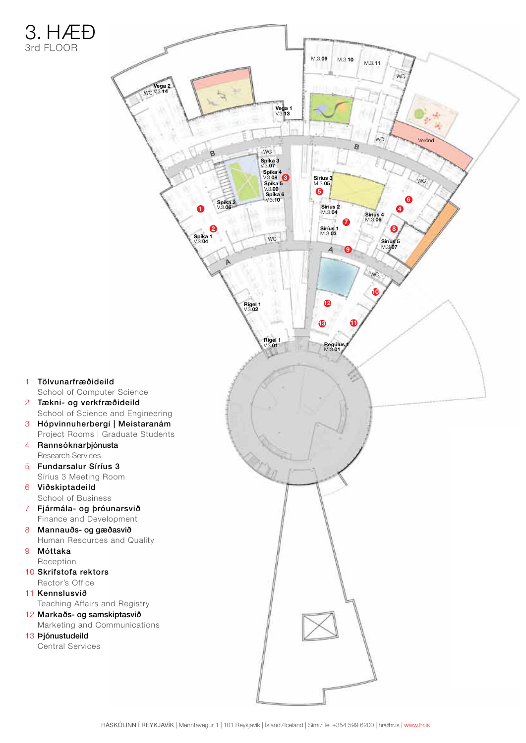# 3. HÆÐ

3rd FLOOR

1 **Tölvunarfræðideild**
School of Computer Science

2 **Tækni- og verkfræðideild**
School of Science and Engineering

3 **Hópvinnuherbergi | Meistaranám**
Project Rooms | Graduate Students

4 **Rannsóknarþjónusta**
Research Services

5 **Fundarsalur Síríus 3**
Síríus 3 Meeting Room

6 **Viðskiptadeild**
School of Business

7 **Fjármála- og þróunarsvið**
Finance and Development

8 **Mannauðs- og gæðasvið**
Human Resources and Quality

9 **Móttaka**
Reception

10 **Skrifstofa rektors**
Rector's Office

11 **Kennslusvið**
Teaching Affairs and Registry

12 **Markaðs- og samskiptasvið**
Marketing and Communications

13 **Þjónustudeild**
Central Services

M.3.09
M.3.10
M.3.11
WC
Vega 2 V.3.14
WC
Vega 1 V.3.13
WC
Verönd
B
WC
B
Spika 3 V.3.07
Spika 4 V.3.08
Spika 5 V.3.09
Spika 6 V.3.10
Síríus 3 M.3.05
WC
Spika 2 V.3.06
Síríus 2 M.3.04
Síríus 4 M.3.06
Spika 1 V.3.04
WC
Síríus 1 M.3.03
Síríus 5 M.3.07
A
A
WC
Rígel 1 V.3.02
Rígel 1 V.3.01
Regúlus 1 M.3.01

HÁSKÓLINN Í REYKJAVÍK | Menntavegur 1 | 101 Reykjavík | Ísland / Iceland | Sími / Tel +354 599 6200 | hr@hr.is | www.hr.is